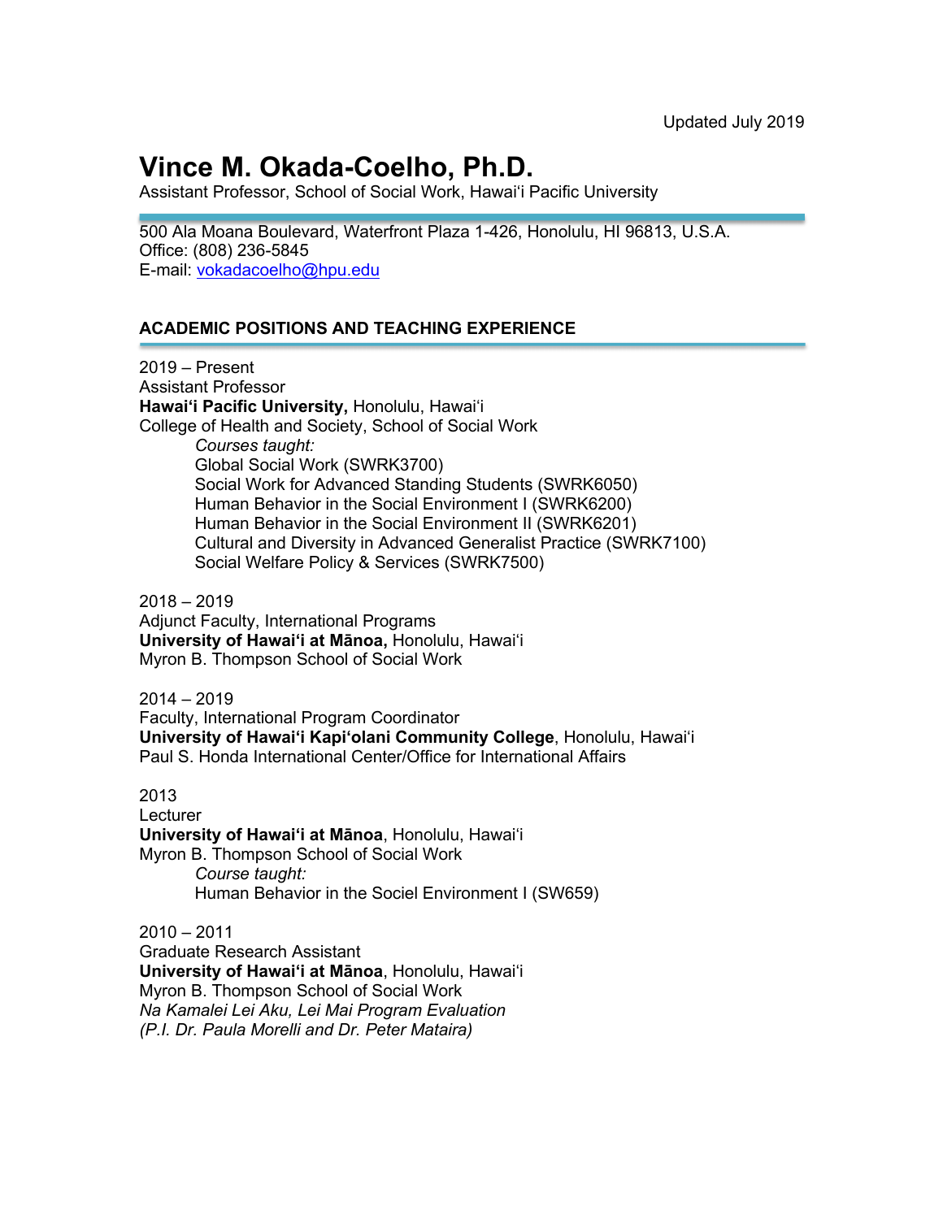Updated July 2019

# Vince M. Okada-Coelho, Ph.D.

Assistant Professor, School of Social Work, Hawaiʻi Pacific University

500 Ala Moana Boulevard, Waterfront Plaza 1-426, Honolulu, HI 96813, U.S.A.
Office: (808) 236-5845
E-mail: vokadacoelho@hpu.edu

## ACADEMIC POSITIONS AND TEACHING EXPERIENCE

2019 – Present
Assistant Professor
**Hawaiʻi Pacific University,** Honolulu, Hawaiʻi
College of Health and Society, School of Social Work

*Courses taught:*
- Global Social Work (SWRK3700)
- Social Work for Advanced Standing Students (SWRK6050)
- Human Behavior in the Social Environment I (SWRK6200)
- Human Behavior in the Social Environment II (SWRK6201)
- Cultural and Diversity in Advanced Generalist Practice (SWRK7100)
- Social Welfare Policy & Services (SWRK7500)

2018 – 2019
Adjunct Faculty, International Programs
**University of Hawaiʻi at Mānoa,** Honolulu, Hawaiʻi
Myron B. Thompson School of Social Work

2014 – 2019
Faculty, International Program Coordinator
**University of Hawaiʻi Kapiʻolani Community College**, Honolulu, Hawaiʻi
Paul S. Honda International Center/Office for International Affairs

2013
Lecturer
**University of Hawaiʻi at Mānoa**, Honolulu, Hawaiʻi
Myron B. Thompson School of Social Work

*Course taught:*
- Human Behavior in the Sociel Environment I (SW659)

2010 – 2011
Graduate Research Assistant
**University of Hawaiʻi at Mānoa**, Honolulu, Hawaiʻi
Myron B. Thompson School of Social Work
*Na Kamalei Lei Aku, Lei Mai Program Evaluation*
*(P.I. Dr. Paula Morelli and Dr. Peter Mataira)*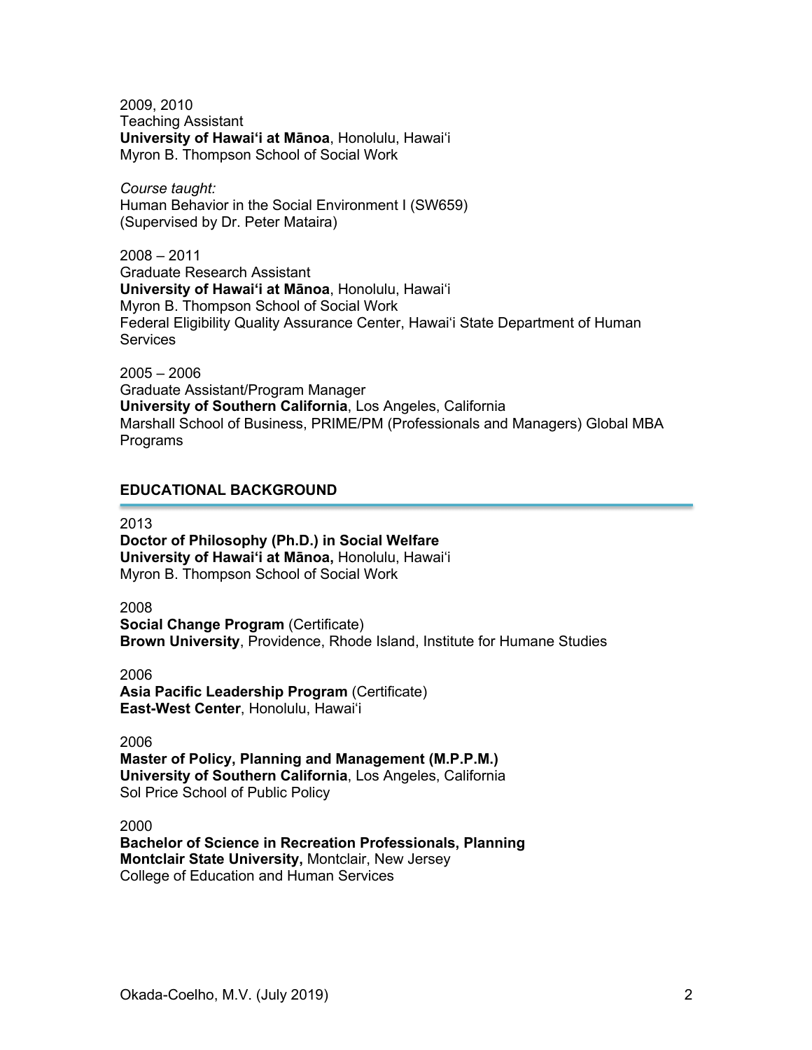2009, 2010
Teaching Assistant
**University of Hawaiʻi at Mānoa**, Honolulu, Hawaiʻi
Myron B. Thompson School of Social Work

*Course taught:*
Human Behavior in the Social Environment I (SW659)
(Supervised by Dr. Peter Mataira)

2008 – 2011
Graduate Research Assistant
**University of Hawaiʻi at Mānoa**, Honolulu, Hawaiʻi
Myron B. Thompson School of Social Work
Federal Eligibility Quality Assurance Center, Hawaiʻi State Department of Human Services

2005 – 2006
Graduate Assistant/Program Manager
**University of Southern California**, Los Angeles, California
Marshall School of Business, PRIME/PM (Professionals and Managers) Global MBA Programs

## EDUCATIONAL BACKGROUND

2013
**Doctor of Philosophy (Ph.D.) in Social Welfare**
**University of Hawaiʻi at Mānoa,** Honolulu, Hawaiʻi
Myron B. Thompson School of Social Work

2008
**Social Change Program** (Certificate)
**Brown University**, Providence, Rhode Island, Institute for Humane Studies

2006
**Asia Pacific Leadership Program** (Certificate)
**East-West Center**, Honolulu, Hawaiʻi

2006
**Master of Policy, Planning and Management (M.P.P.M.)**
**University of Southern California**, Los Angeles, California
Sol Price School of Public Policy

2000
**Bachelor of Science in Recreation Professionals, Planning**
**Montclair State University,** Montclair, New Jersey
College of Education and Human Services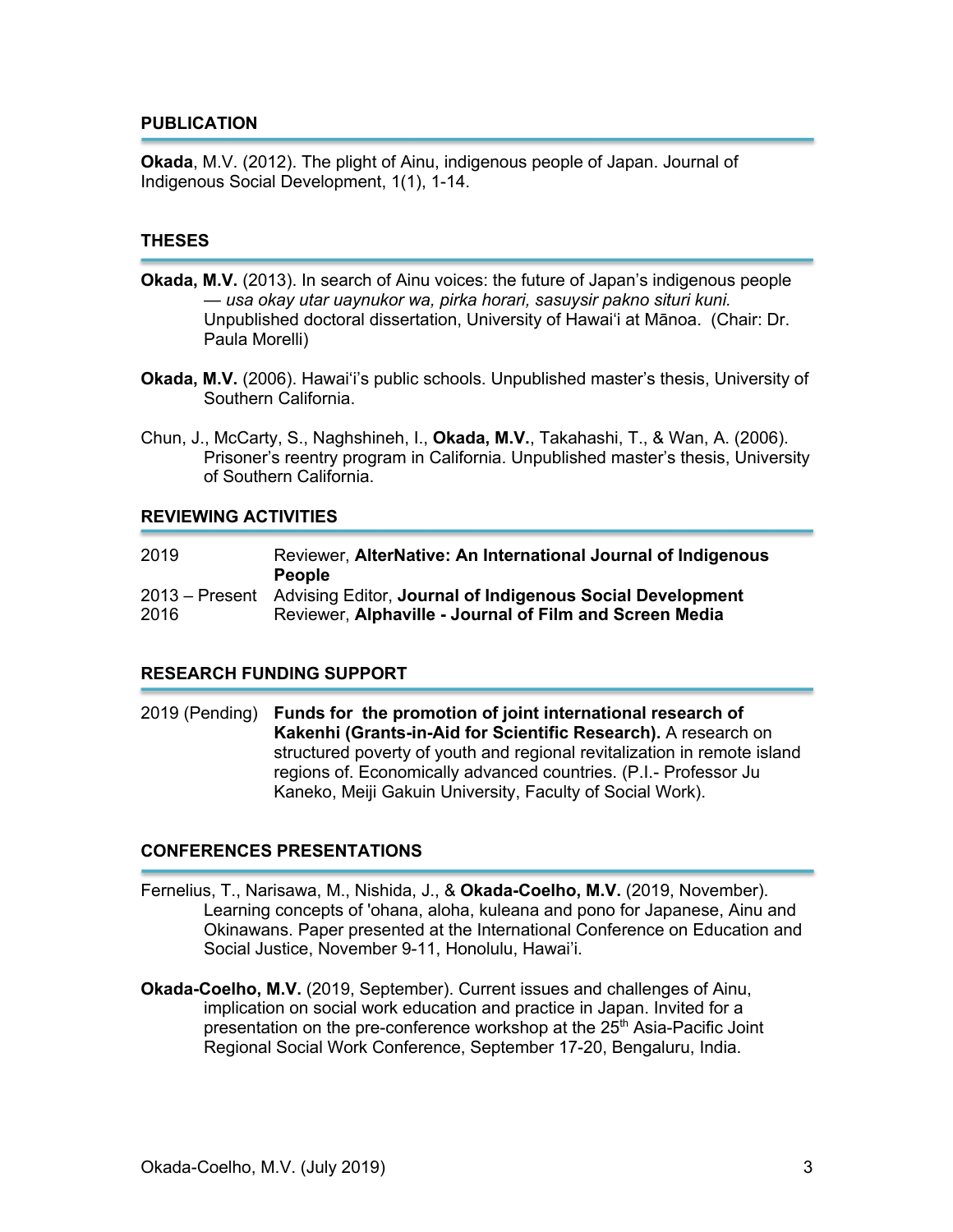## PUBLICATION

**Okada**, M.V. (2012). The plight of Ainu, indigenous people of Japan. Journal of Indigenous Social Development, 1(1), 1-14.

## THESES

**Okada, M.V.** (2013). In search of Ainu voices: the future of Japan's indigenous people — *usa okay utar uaynukor wa, pirka horari, sasuysir pakno situri kuni.* Unpublished doctoral dissertation, University of Hawaiʻi at Mānoa. (Chair: Dr. Paula Morelli)

**Okada, M.V.** (2006). Hawaiʻi's public schools. Unpublished master's thesis, University of Southern California.

Chun, J., McCarty, S., Naghshineh, I., **Okada, M.V.**, Takahashi, T., & Wan, A. (2006). Prisoner's reentry program in California. Unpublished master's thesis, University of Southern California.

## REVIEWING ACTIVITIES

| | |
|---|---|
| 2019 | Reviewer, **AlterNative: An International Journal of Indigenous People** |
| 2013 – Present | Advising Editor, **Journal of Indigenous Social Development** |
| 2016 | Reviewer, **Alphaville - Journal of Film and Screen Media** |

## RESEARCH FUNDING SUPPORT

| | |
|---|---|
| 2019 (Pending) | **Funds for the promotion of joint international research of Kakenhi (Grants-in-Aid for Scientific Research).** A research on structured poverty of youth and regional revitalization in remote island regions of. Economically advanced countries. (P.I.- Professor Ju Kaneko, Meiji Gakuin University, Faculty of Social Work). |

## CONFERENCES PRESENTATIONS

Fernelius, T., Narisawa, M., Nishida, J., & **Okada-Coelho, M.V.** (2019, November). Learning concepts of 'ohana, aloha, kuleana and pono for Japanese, Ainu and Okinawans. Paper presented at the International Conference on Education and Social Justice, November 9-11, Honolulu, Hawai'i.

**Okada-Coelho, M.V.** (2019, September). Current issues and challenges of Ainu, implication on social work education and practice in Japan. Invited for a presentation on the pre-conference workshop at the 25th Asia-Pacific Joint Regional Social Work Conference, September 17-20, Bengaluru, India.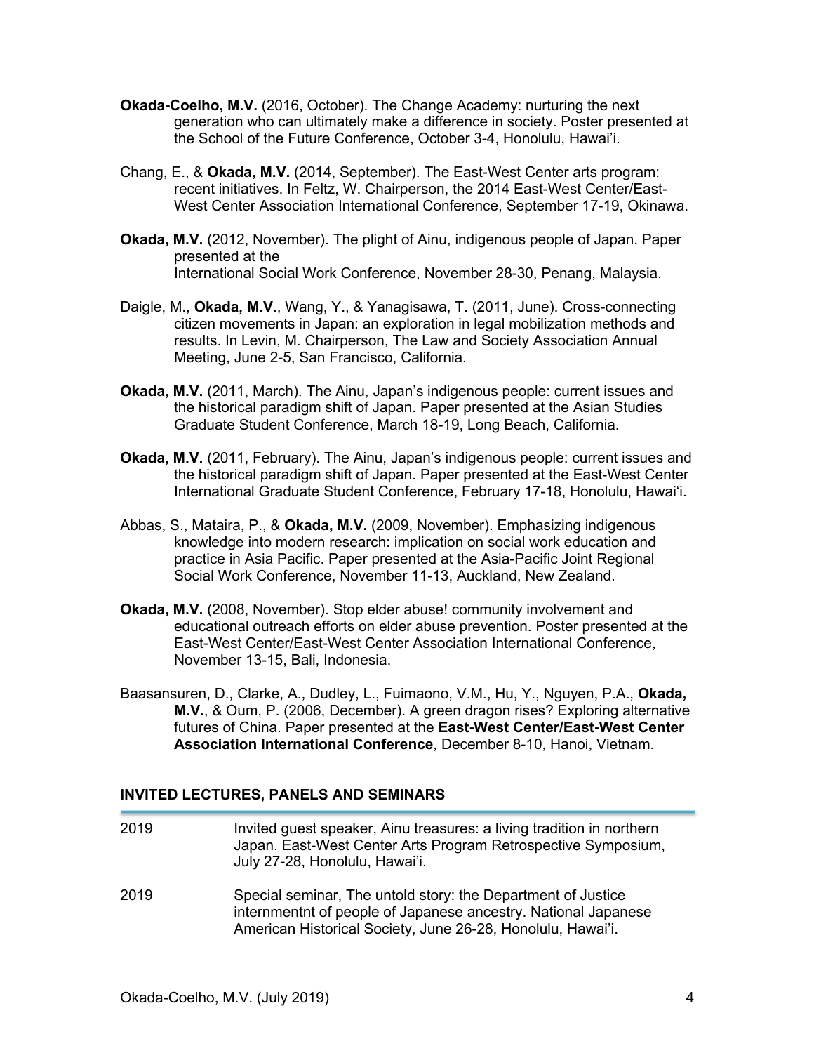**Okada-Coelho, M.V.** (2016, October). The Change Academy: nurturing the next generation who can ultimately make a difference in society. Poster presented at the School of the Future Conference, October 3-4, Honolulu, Hawai'i.

Chang, E., & **Okada, M.V.** (2014, September). The East-West Center arts program: recent initiatives. In Feltz, W. Chairperson, the 2014 East-West Center/East-West Center Association International Conference, September 17-19, Okinawa.

**Okada, M.V.** (2012, November). The plight of Ainu, indigenous people of Japan. Paper presented at the International Social Work Conference, November 28-30, Penang, Malaysia.

Daigle, M., **Okada, M.V.**, Wang, Y., & Yanagisawa, T. (2011, June). Cross-connecting citizen movements in Japan: an exploration in legal mobilization methods and results. In Levin, M. Chairperson, The Law and Society Association Annual Meeting, June 2-5, San Francisco, California.

**Okada, M.V.** (2011, March). The Ainu, Japan's indigenous people: current issues and the historical paradigm shift of Japan. Paper presented at the Asian Studies Graduate Student Conference, March 18-19, Long Beach, California.

**Okada, M.V.** (2011, February). The Ainu, Japan's indigenous people: current issues and the historical paradigm shift of Japan. Paper presented at the East-West Center International Graduate Student Conference, February 17-18, Honolulu, Hawai'i.

Abbas, S., Mataira, P., & **Okada, M.V.** (2009, November). Emphasizing indigenous knowledge into modern research: implication on social work education and practice in Asia Pacific. Paper presented at the Asia-Pacific Joint Regional Social Work Conference, November 11-13, Auckland, New Zealand.

**Okada, M.V.** (2008, November). Stop elder abuse! community involvement and educational outreach efforts on elder abuse prevention. Poster presented at the East-West Center/East-West Center Association International Conference, November 13-15, Bali, Indonesia.

Baasansuren, D., Clarke, A., Dudley, L., Fuimaono, V.M., Hu, Y., Nguyen, P.A., **Okada, M.V.**, & Oum, P. (2006, December). A green dragon rises? Exploring alternative futures of China. Paper presented at the **East-West Center/East-West Center Association International Conference**, December 8-10, Hanoi, Vietnam.

## INVITED LECTURES, PANELS AND SEMINARS

2019 — Invited guest speaker, Ainu treasures: a living tradition in northern Japan. East-West Center Arts Program Retrospective Symposium, July 27-28, Honolulu, Hawai'i.

2019 — Special seminar, The untold story: the Department of Justice internmentnt of people of Japanese ancestry. National Japanese American Historical Society, June 26-28, Honolulu, Hawai'i.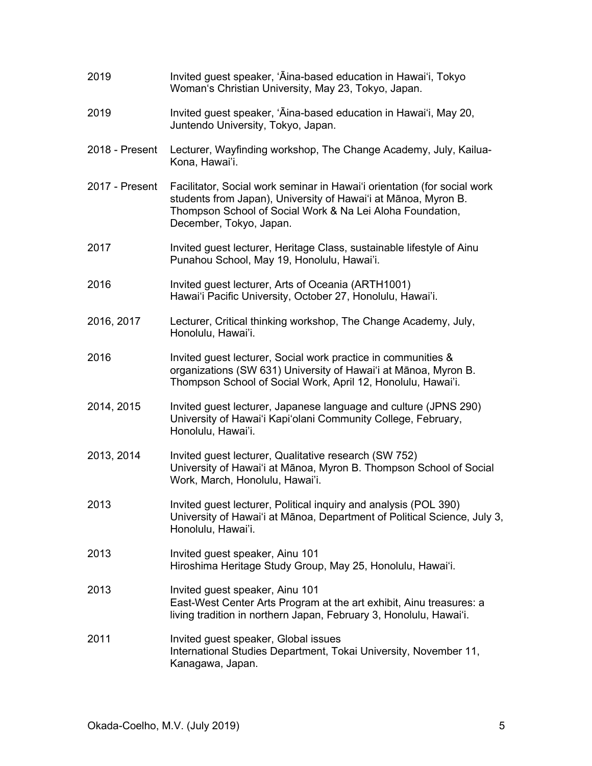2019 Invited guest speaker, ʻĀina-based education in Hawaiʻi, Tokyo Woman's Christian University, May 23, Tokyo, Japan.

2019 Invited guest speaker, ʻĀina-based education in Hawaiʻi, May 20, Juntendo University, Tokyo, Japan.

2018 - Present Lecturer, Wayfinding workshop, The Change Academy, July, Kailua-Kona, Hawai'i.

2017 - Present Facilitator, Social work seminar in Hawaiʻi orientation (for social work students from Japan), University of Hawaiʻi at Mānoa, Myron B. Thompson School of Social Work & Na Lei Aloha Foundation, December, Tokyo, Japan.

2017 Invited guest lecturer, Heritage Class, sustainable lifestyle of Ainu Punahou School, May 19, Honolulu, Hawai'i.

2016 Invited guest lecturer, Arts of Oceania (ARTH1001) Hawaiʻi Pacific University, October 27, Honolulu, Hawai'i.

2016, 2017 Lecturer, Critical thinking workshop, The Change Academy, July, Honolulu, Hawai'i.

2016 Invited guest lecturer, Social work practice in communities & organizations (SW 631) University of Hawaiʻi at Mānoa, Myron B. Thompson School of Social Work, April 12, Honolulu, Hawai'i.

2014, 2015 Invited guest lecturer, Japanese language and culture (JPNS 290) University of Hawaiʻi Kapiʻolani Community College, February, Honolulu, Hawai'i.

2013, 2014 Invited guest lecturer, Qualitative research (SW 752) University of Hawaiʻi at Mānoa, Myron B. Thompson School of Social Work, March, Honolulu, Hawai'i.

2013 Invited guest lecturer, Political inquiry and analysis (POL 390) University of Hawaiʻi at Mānoa, Department of Political Science, July 3, Honolulu, Hawai'i.

2013 Invited guest speaker, Ainu 101 Hiroshima Heritage Study Group, May 25, Honolulu, Hawaiʻi.

2013 Invited guest speaker, Ainu 101 East-West Center Arts Program at the art exhibit, Ainu treasures: a living tradition in northern Japan, February 3, Honolulu, Hawaiʻi.

2011 Invited guest speaker, Global issues International Studies Department, Tokai University, November 11, Kanagawa, Japan.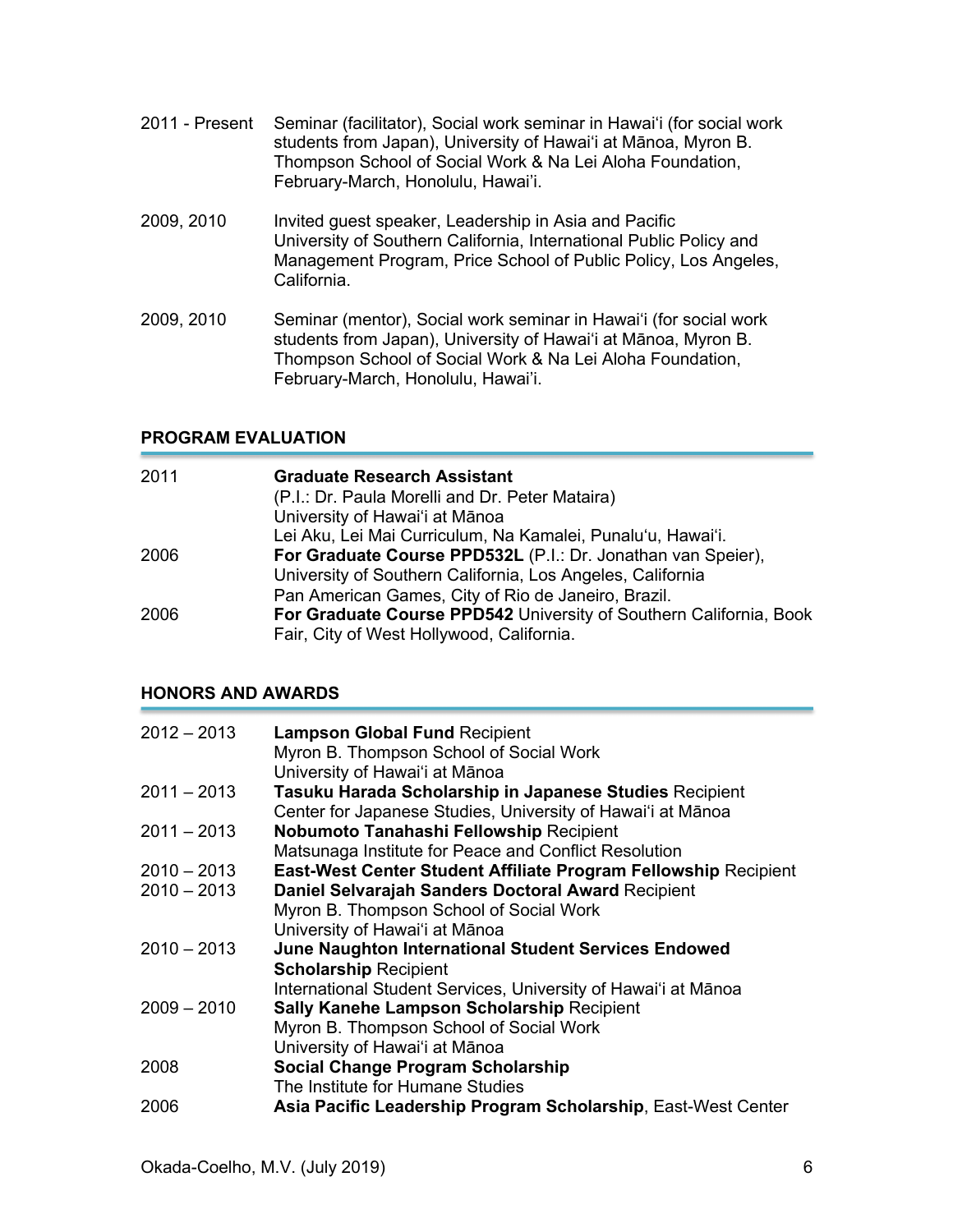2011 - Present Seminar (facilitator), Social work seminar in Hawaiʻi (for social work students from Japan), University of Hawaiʻi at Mānoa, Myron B. Thompson School of Social Work & Na Lei Aloha Foundation, February-March, Honolulu, Hawai'i.

2009, 2010 Invited guest speaker, Leadership in Asia and Pacific University of Southern California, International Public Policy and Management Program, Price School of Public Policy, Los Angeles, California.

2009, 2010 Seminar (mentor), Social work seminar in Hawaiʻi (for social work students from Japan), University of Hawaiʻi at Mānoa, Myron B. Thompson School of Social Work & Na Lei Aloha Foundation, February-March, Honolulu, Hawai'i.

## PROGRAM EVALUATION

2011 **Graduate Research Assistant**
(P.I.: Dr. Paula Morelli and Dr. Peter Mataira)
University of Hawaiʻi at Mānoa
Lei Aku, Lei Mai Curriculum, Na Kamalei, Punaluʻu, Hawaiʻi.

2006 **For Graduate Course PPD532L** (P.I.: Dr. Jonathan van Speier), University of Southern California, Los Angeles, California
Pan American Games, City of Rio de Janeiro, Brazil.

2006 **For Graduate Course PPD542** University of Southern California, Book Fair, City of West Hollywood, California.

## HONORS AND AWARDS

2012 – 2013 **Lampson Global Fund** Recipient
Myron B. Thompson School of Social Work
University of Hawaiʻi at Mānoa

2011 – 2013 **Tasuku Harada Scholarship in Japanese Studies** Recipient
Center for Japanese Studies, University of Hawaiʻi at Mānoa

2011 – 2013 **Nobumoto Tanahashi Fellowship** Recipient
Matsunaga Institute for Peace and Conflict Resolution

2010 – 2013 **East-West Center Student Affiliate Program Fellowship** Recipient

2010 – 2013 **Daniel Selvarajah Sanders Doctoral Award** Recipient
Myron B. Thompson School of Social Work
University of Hawaiʻi at Mānoa

2010 – 2013 **June Naughton International Student Services Endowed Scholarship** Recipient
International Student Services, University of Hawaiʻi at Mānoa

2009 – 2010 **Sally Kanehe Lampson Scholarship** Recipient
Myron B. Thompson School of Social Work
University of Hawaiʻi at Mānoa

2008 **Social Change Program Scholarship**
The Institute for Humane Studies

2006 **Asia Pacific Leadership Program Scholarship**, East-West Center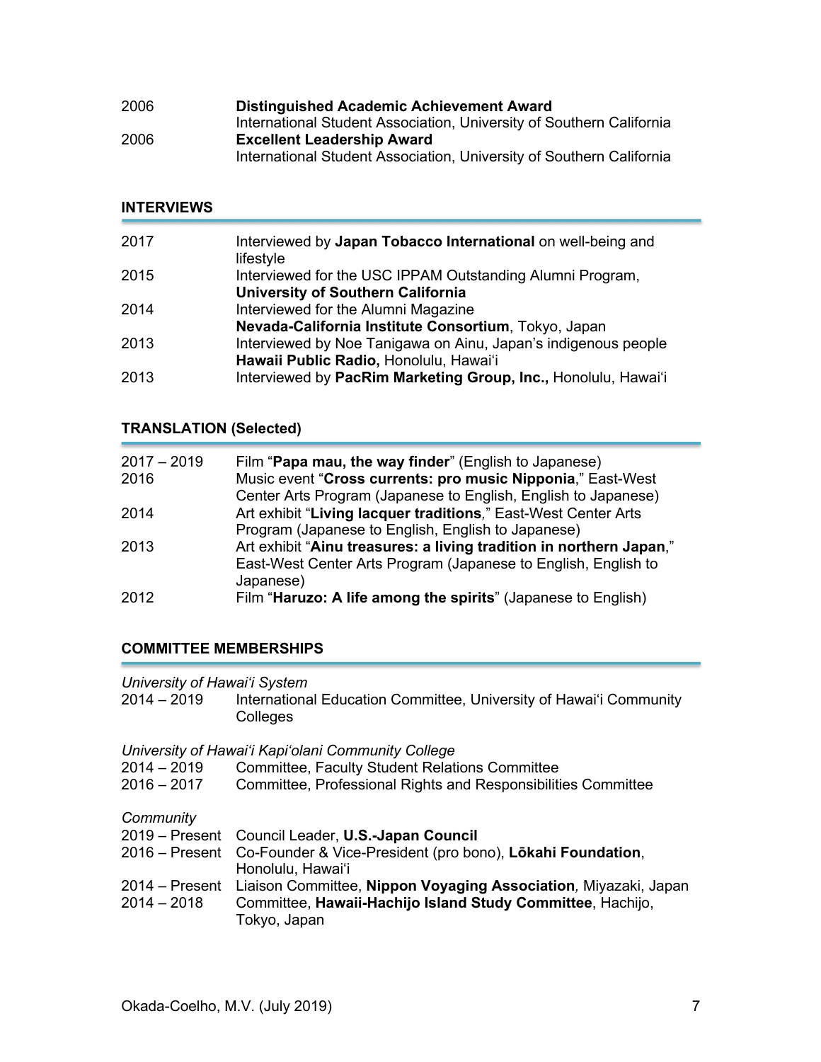2006 **Distinguished Academic Achievement Award**
International Student Association, University of Southern California

2006 **Excellent Leadership Award**
International Student Association, University of Southern California

## INTERVIEWS

2017 Interviewed by **Japan Tobacco International** on well-being and lifestyle

2015 Interviewed for the USC IPPAM Outstanding Alumni Program, **University of Southern California**

2014 Interviewed for the Alumni Magazine
**Nevada-California Institute Consortium**, Tokyo, Japan

2013 Interviewed by Noe Tanigawa on Ainu, Japan's indigenous people
**Hawaii Public Radio,** Honolulu, Hawai'i

2013 Interviewed by **PacRim Marketing Group, Inc.,** Honolulu, Hawai'i

## TRANSLATION (Selected)

2017 – 2019 Film "**Papa mau, the way finder**" (English to Japanese)

2016 Music event "**Cross currents: pro music Nipponia**," East-West Center Arts Program (Japanese to English, English to Japanese)

2014 Art exhibit "**Living lacquer traditions**," East-West Center Arts Program (Japanese to English, English to Japanese)

2013 Art exhibit "**Ainu treasures: a living tradition in northern Japan**," East-West Center Arts Program (Japanese to English, English to Japanese)

2012 Film "**Haruzo: A life among the spirits**" (Japanese to English)

## COMMITTEE MEMBERSHIPS

*University of Hawai'i System*

2014 – 2019 International Education Committee, University of Hawai'i Community Colleges

*University of Hawai'i Kapi'olani Community College*

2014 – 2019 Committee, Faculty Student Relations Committee

2016 – 2017 Committee, Professional Rights and Responsibilities Committee

*Community*

2019 – Present Council Leader, **U.S.-Japan Council**

2016 – Present Co-Founder & Vice-President (pro bono), **Lōkahi Foundation**, Honolulu, Hawai'i

2014 – Present Liaison Committee, **Nippon Voyaging Association***,* Miyazaki, Japan

2014 – 2018 Committee, **Hawaii-Hachijo Island Study Committee**, Hachijo, Tokyo, Japan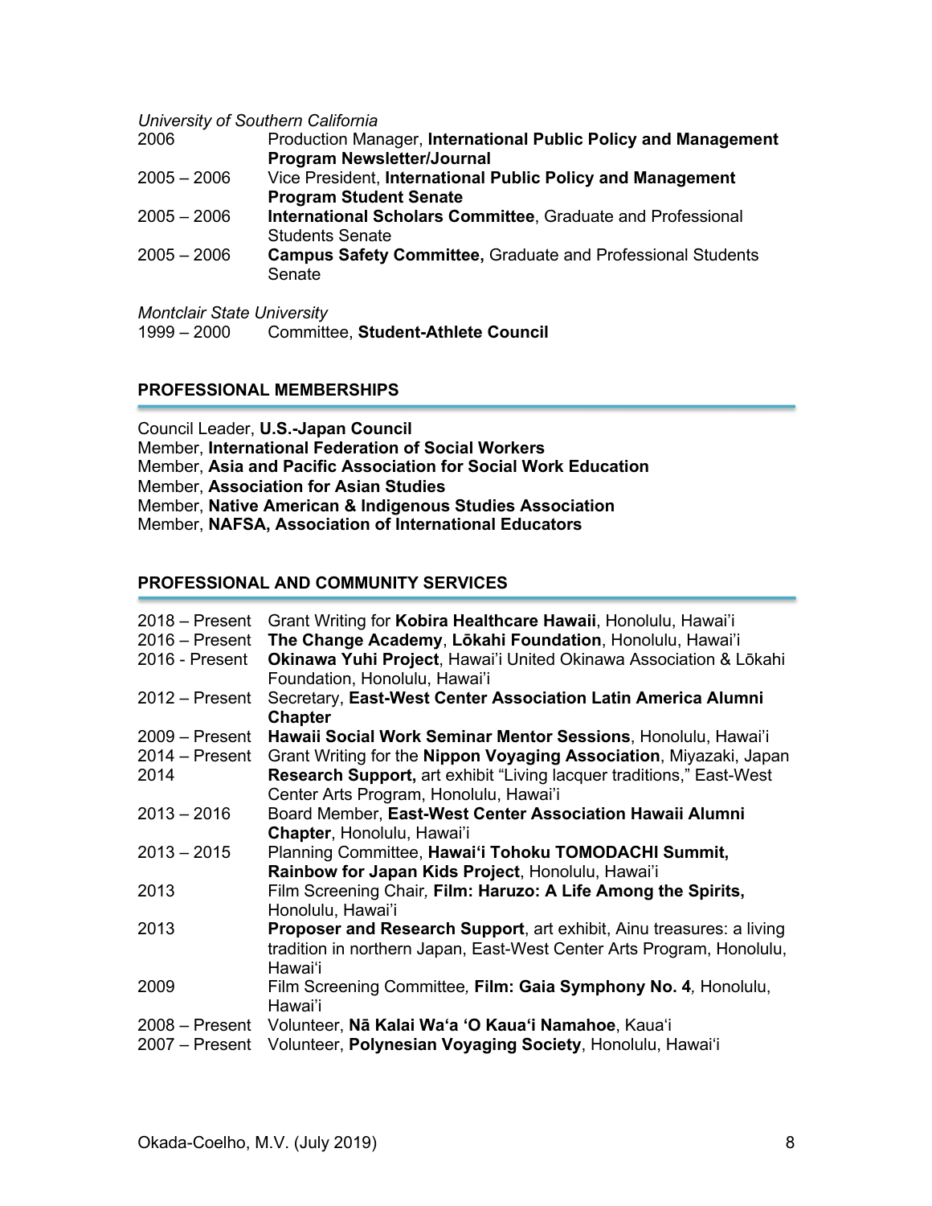*University of Southern California*

| | |
|---|---|
| 2006 | Production Manager, **International Public Policy and Management Program Newsletter/Journal** |
| 2005 – 2006 | Vice President, **International Public Policy and Management Program Student Senate** |
| 2005 – 2006 | **International Scholars Committee**, Graduate and Professional Students Senate |
| 2005 – 2006 | **Campus Safety Committee,** Graduate and Professional Students Senate |

*Montclair State University*

| | |
|---|---|
| 1999 – 2000 | Committee, **Student-Athlete Council** |

## PROFESSIONAL MEMBERSHIPS

Council Leader, **U.S.-Japan Council**
Member, **International Federation of Social Workers**
Member, **Asia and Pacific Association for Social Work Education**
Member, **Association for Asian Studies**
Member, **Native American & Indigenous Studies Association**
Member, **NAFSA, Association of International Educators**

## PROFESSIONAL AND COMMUNITY SERVICES

| | |
|---|---|
| 2018 – Present | Grant Writing for **Kobira Healthcare Hawaii**, Honolulu, Hawai'i |
| 2016 – Present | **The Change Academy**, **Lōkahi Foundation**, Honolulu, Hawai'i |
| 2016 - Present | **Okinawa Yuhi Project**, Hawai'i United Okinawa Association & Lōkahi Foundation, Honolulu, Hawai'i |
| 2012 – Present | Secretary, **East-West Center Association Latin America Alumni Chapter** |
| 2009 – Present | **Hawaii Social Work Seminar Mentor Sessions**, Honolulu, Hawai'i |
| 2014 – Present | Grant Writing for the **Nippon Voyaging Association**, Miyazaki, Japan |
| 2014 | **Research Support,** art exhibit "Living lacquer traditions," East-West Center Arts Program, Honolulu, Hawai'i |
| 2013 – 2016 | Board Member, **East-West Center Association Hawaii Alumni Chapter**, Honolulu, Hawai'i |
| 2013 – 2015 | Planning Committee, **Hawai'i Tohoku TOMODACHI Summit, Rainbow for Japan Kids Project**, Honolulu, Hawai'i |
| 2013 | Film Screening Chair*,* **Film: Haruzo: A Life Among the Spirits,** Honolulu, Hawai'i |
| 2013 | **Proposer and Research Support**, art exhibit, Ainu treasures: a living tradition in northern Japan, East-West Center Arts Program, Honolulu, Hawai'i |
| 2009 | Film Screening Committee*,* **Film: Gaia Symphony No. 4***,* Honolulu, Hawai'i |
| 2008 – Present | Volunteer, **Nā Kalai Wa'a 'O Kaua'i Namahoe**, Kaua'i |
| 2007 – Present | Volunteer, **Polynesian Voyaging Society**, Honolulu, Hawai'i |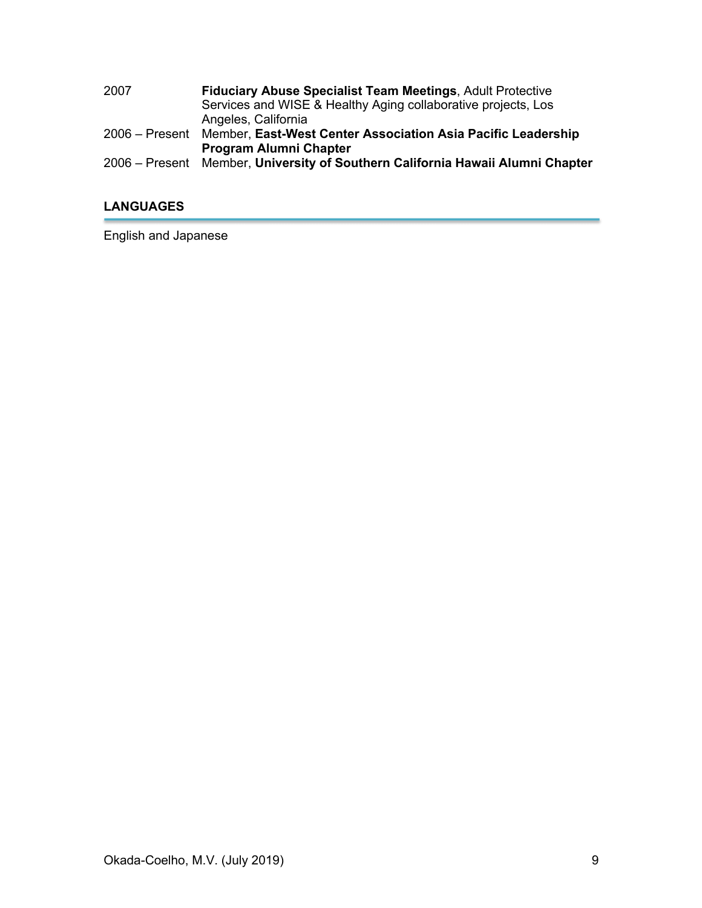| | |
|---|---|
| 2007 | **Fiduciary Abuse Specialist Team Meetings**, Adult Protective Services and WISE & Healthy Aging collaborative projects, Los Angeles, California |
| 2006 – Present | Member, **East-West Center Association Asia Pacific Leadership Program Alumni Chapter** |
| 2006 – Present | Member, **University of Southern California Hawaii Alumni Chapter** |

## LANGUAGES

English and Japanese